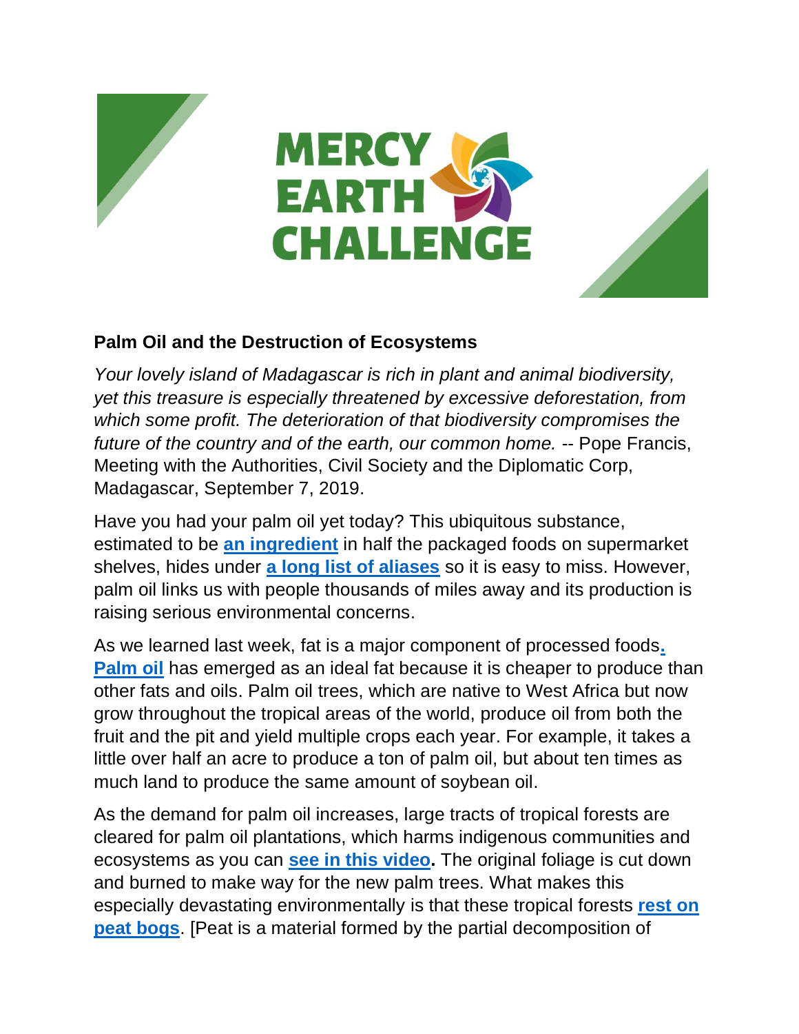# MERCY EARTH CHALLENGE

## Palm Oil and the Destruction of Ecosystems

*Your lovely island of Madagascar is rich in plant and animal biodiversity, yet this treasure is especially threatened by excessive deforestation, from which some profit. The deterioration of that biodiversity compromises the future of the country and of the earth, our common home.* -- Pope Francis, Meeting with the Authorities, Civil Society and the Diplomatic Corp, Madagascar, September 7, 2019.

Have you had your palm oil yet today? This ubiquitous substance, estimated to be **an ingredient** in half the packaged foods on supermarket shelves, hides under **a long list of aliases** so it is easy to miss. However, palm oil links us with people thousands of miles away and its production is raising serious environmental concerns.

As we learned last week, fat is a major component of processed foods**. Palm oil** has emerged as an ideal fat because it is cheaper to produce than other fats and oils. Palm oil trees, which are native to West Africa but now grow throughout the tropical areas of the world, produce oil from both the fruit and the pit and yield multiple crops each year. For example, it takes a little over half an acre to produce a ton of palm oil, but about ten times as much land to produce the same amount of soybean oil.

As the demand for palm oil increases, large tracts of tropical forests are cleared for palm oil plantations, which harms indigenous communities and ecosystems as you can **see in this video.** The original foliage is cut down and burned to make way for the new palm trees. What makes this especially devastating environmentally is that these tropical forests **rest on peat bogs**. [Peat is a material formed by the partial decomposition of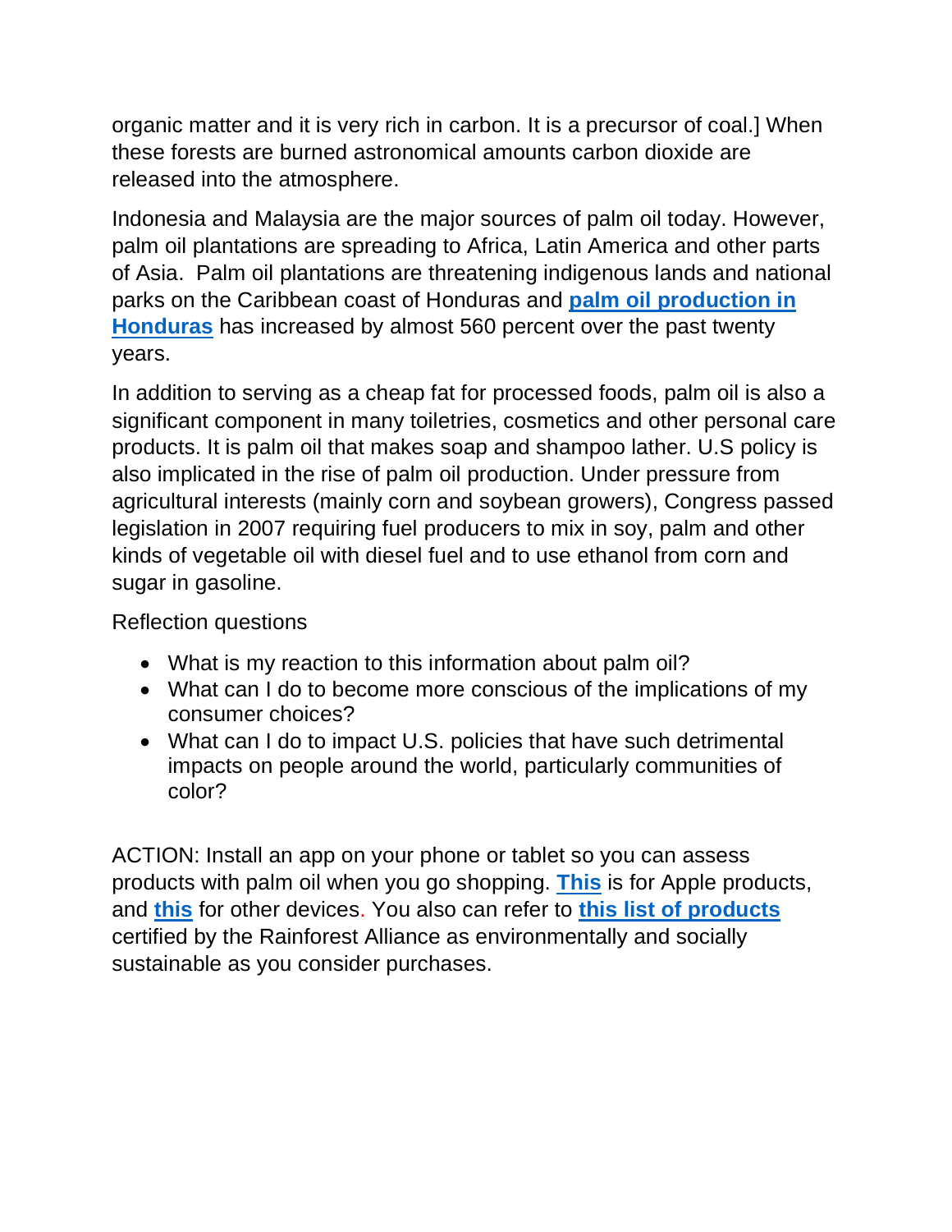organic matter and it is very rich in carbon. It is a precursor of coal.] When these forests are burned astronomical amounts carbon dioxide are released into the atmosphere.

Indonesia and Malaysia are the major sources of palm oil today. However, palm oil plantations are spreading to Africa, Latin America and other parts of Asia. Palm oil plantations are threatening indigenous lands and national parks on the Caribbean coast of Honduras and **palm oil production in Honduras** has increased by almost 560 percent over the past twenty years.

In addition to serving as a cheap fat for processed foods, palm oil is also a significant component in many toiletries, cosmetics and other personal care products. It is palm oil that makes soap and shampoo lather. U.S policy is also implicated in the rise of palm oil production. Under pressure from agricultural interests (mainly corn and soybean growers), Congress passed legislation in 2007 requiring fuel producers to mix in soy, palm and other kinds of vegetable oil with diesel fuel and to use ethanol from corn and sugar in gasoline.

Reflection questions

- What is my reaction to this information about palm oil?
- What can I do to become more conscious of the implications of my consumer choices?
- What can I do to impact U.S. policies that have such detrimental impacts on people around the world, particularly communities of color?

ACTION: Install an app on your phone or tablet so you can assess products with palm oil when you go shopping. **This** is for Apple products, and **this** for other devices. You also can refer to **this list of products** certified by the Rainforest Alliance as environmentally and socially sustainable as you consider purchases.